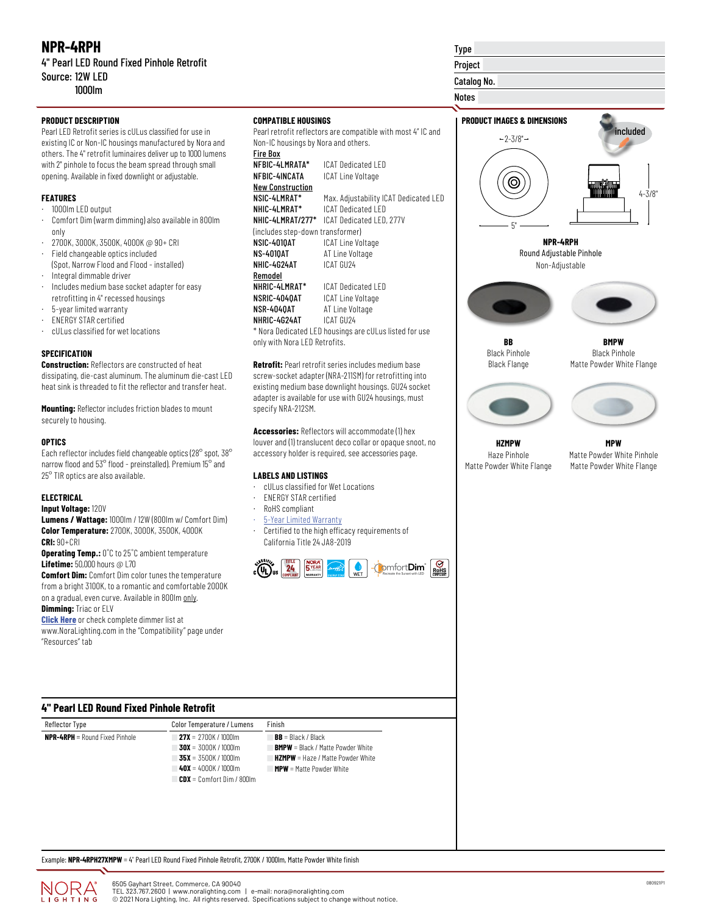# NPR-4RPH

4" Pearl LED Round Fixed Pinhole Retrofit
Source: 12W LED
1000lm

| Type | |
|---|---|
| Project | |
| Catalog No. | |
| Notes | |

### PRODUCT DESCRIPTION

Pearl LED Retrofit series is cULus classified for use in existing IC or Non-IC housings manufactured by Nora and others. The 4" retrofit luminaires deliver up to 1000 lumens with 2" pinhole to focus the beam spread through small opening. Available in fixed downlight or adjustable.

### FEATURES

- 1000lm LED output
- Comfort Dim (warm dimming) also available in 800lm only
- 2700K, 3000K, 3500K, 4000K @ 90+ CRI
- Field changeable optics included (Spot, Narrow Flood and Flood - installed)
- Integral dimmable driver
- Includes medium base socket adapter for easy retrofitting in 4" recessed housings
- 5-year limited warranty
- ENERGY STAR certified
- cULus classified for wet locations

### SPECIFICATION

**Construction:** Reflectors are constructed of heat dissipating, die-cast aluminum. The aluminum die-cast LED heat sink is threaded to fit the reflector and transfer heat.

**Mounting:** Reflector includes friction blades to mount securely to housing.

### OPTICS

Each reflector includes field changeable optics (28° spot, 38° narrow flood and 53° flood - preinstalled). Premium 15° and 25° TIR optics are also available.

### ELECTRICAL

**Input Voltage:** 120V
**Lumens / Wattage:** 1000lm / 12W (800lm w/ Comfort Dim)
**Color Temperature:** 2700K, 3000K, 3500K, 4000K
**CRI:** 90+CRI
**Operating Temp.:** 0°C to 25°C ambient temperature
**Lifetime:** 50,000 hours @ L70
**Comfort Dim:** Comfort Dim color tunes the temperature from a bright 3100K, to a romantic and comfortable 2000K on a gradual, even curve. Available in 800lm only.
**Dimming:** Triac or ELV
**Click Here** or check complete dimmer list at www.NoraLighting.com in the "Compatibility" page under "Resources" tab

### COMPATIBLE HOUSINGS

Pearl retrofit reflectors are compatible with most 4" IC and Non-IC housings by Nora and others.

**Fire Box**

| | |
|---|---|
| NFBIC-4LMRATA* | ICAT Dedicated LED |
| NFBIC-4INCATA | ICAT Line Voltage |

**New Construction**

| | |
|---|---|
| NSIC-4LMRAT* | Max. Adjustability ICAT Dedicated LED |
| NHIC-4LMRAT* | ICAT Dedicated LED |
| NHIC-4LMRAT/277* | ICAT Dedicated LED, 277V (includes step-down transformer) |
| NSIC-401QAT | ICAT Line Voltage |
| NS-401QAT | AT Line Voltage |
| NHIC-4G24AT | ICAT GU24 |

**Remodel**

| | |
|---|---|
| NHRIC-4LMRAT* | ICAT Dedicated LED |
| NSRIC-404QAT | ICAT Line Voltage |
| NSR-404QAT | AT Line Voltage |
| NHRIC-4G24AT | ICAT GU24 |

* Nora Dedicated LED housings are cULus listed for use only with Nora LED Retrofits.

**Retrofit:** Pearl retrofit series includes medium base screw-socket adapter (NRA-211SM) for retrofitting into existing medium base downlight housings. GU24 socket adapter is available for use with GU24 housings, must specify NRA-212SM.

**Accessories:** Reflectors will accommodate (1) hex louver and (1) translucent deco collar or opaque snoot, no accessory holder is required, see accessories page.

### LABELS AND LISTINGS

- cULus classified for Wet Locations
- ENERGY STAR certified
- RoHS compliant
- 5-Year Limited Warranty
- Certified to the high efficacy requirements of California Title 24 JA8-2019

### PRODUCT IMAGES & DIMENSIONS

included

2-3/8"

4-3/8"

5"

**NPR-4RPH**
Round Adjustable Pinhole
Non-Adjustable

**BB**
Black Pinhole
Black Flange

**BMPW**
Black Pinhole
Matte Powder White Flange

**HZMPW**
Haze Pinhole
Matte Powder White Flange

**MPW**
Matte Powder White Pinhole
Matte Powder White Flange

## 4" Pearl LED Round Fixed Pinhole Retrofit

| Reflector Type | Color Temperature / Lumens | Finish |
|---|---|---|
| **NPR-4RPH** = Round Fixed Pinhole | **27X** = 2700K / 1000lm | **BB** = Black / Black |
| | **30X** = 3000K / 1000lm | **BMPW** = Black / Matte Powder White |
| | **35X** = 3500K / 1000lm | **HZMPW** = Haze / Matte Powder White |
| | **40X** = 4000K / 1000lm | **MPW** = Matte Powder White |
| | **CDX** = Comfort Dim / 800lm | |

Example: **NPR-4RPH27XMPW** = 4" Pearl LED Round Fixed Pinhole Retrofit, 2700K / 1000lm, Matte Powder White finish

6505 Gayhart Street, Commerce, CA 90040
TEL 323.767.2600 | www.noralighting.com | e-mail: nora@noralighting.com
© 2021 Nora Lighting, Inc. All rights reserved. Specifications subject to change without notice.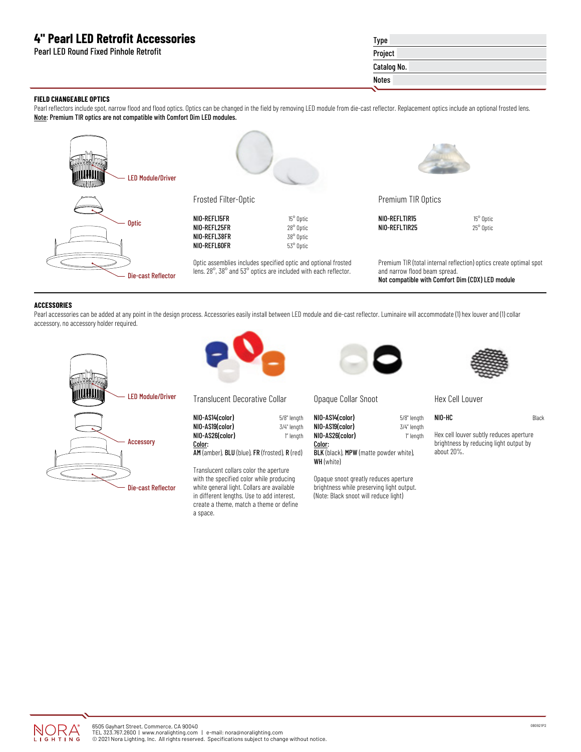# 4" Pearl LED Retrofit Accessories

Pearl LED Round Fixed Pinhole Retrofit

| | |
|---|---|
| Type | |
| Project | |
| Catalog No. | |
| Notes | |

### FIELD CHANGEABLE OPTICS

Pearl reflectors include spot, narrow flood and flood optics. Optics can be changed in the field by removing LED module from die-cast reflector. Replacement optics include an optional frosted lens.
**Note: Premium TIR optics are not compatible with Comfort Dim LED modules.**

LED Module/Driver
Optic
Die-cast Reflector

#### Frosted Filter-Optic

| | |
|---|---|
| **NIO-REFL15FR** | 15° Optic |
| **NIO-REFL25FR** | 28° Optic |
| **NIO-REFL38FR** | 38° Optic |
| **NIO-REFL60FR** | 53° Optic |

Optic assemblies includes specified optic and optional frosted lens. 28°, 38° and 53° optics are included with each reflector.

#### Premium TIR Optics

| | |
|---|---|
| **NIO-REFLTIR15** | 15° Optic |
| **NIO-REFLTIR25** | 25° Optic |

Premium TIR (total internal reflection) optics create optimal spot and narrow flood beam spread.
**Not compatible with Comfort Dim (CDX) LED module**

### ACCESSORIES

Pearl accessories can be added at any point in the design process. Accessories easily install between LED module and die-cast reflector. Luminaire will accommodate (1) hex louver and (1) collar accessory, no accessory holder required.

LED Module/Driver
Accessory
Die-cast Reflector

#### Translucent Decorative Collar

| | |
|---|---|
| **NIO-AS14(color)** | 5/8" length |
| **NIO-AS19(color)** | 3/4" length |
| **NIO-AS26(color)** | 1" length |

**Color:**
**AM** (amber), **BLU** (blue), **FR** (frosted), **R** (red)

Translucent collars color the aperture with the specified color while producing white general light. Collars are available in different lengths. Use to add interest, create a theme, match a theme or define a space.

#### Opaque Collar Snoot

| | |
|---|---|
| **NIO-AS14(color)** | 5/8" length |
| **NIO-AS19(color)** | 3/4" length |
| **NIO-AS26(color)** | 1" length |

**Color:**
**BLK** (black), **MPW** (matte powder white), **WH** (white)

Opaque snoot greatly reduces aperture brightness while preserving light output. (Note: Black snoot will reduce light)

#### Hex Cell Louver

| | |
|---|---|
| **NIO-HC** | Black |

Hex cell louver subtly reduces aperture brightness by reducing light output by about 20%.

6505 Gayhart Street, Commerce, CA 90040
TEL 323.767.2600 | www.noralighting.com | e-mail: nora@noralighting.com
© 2021 Nora Lighting, Inc. All rights reserved. Specifications subject to change without notice.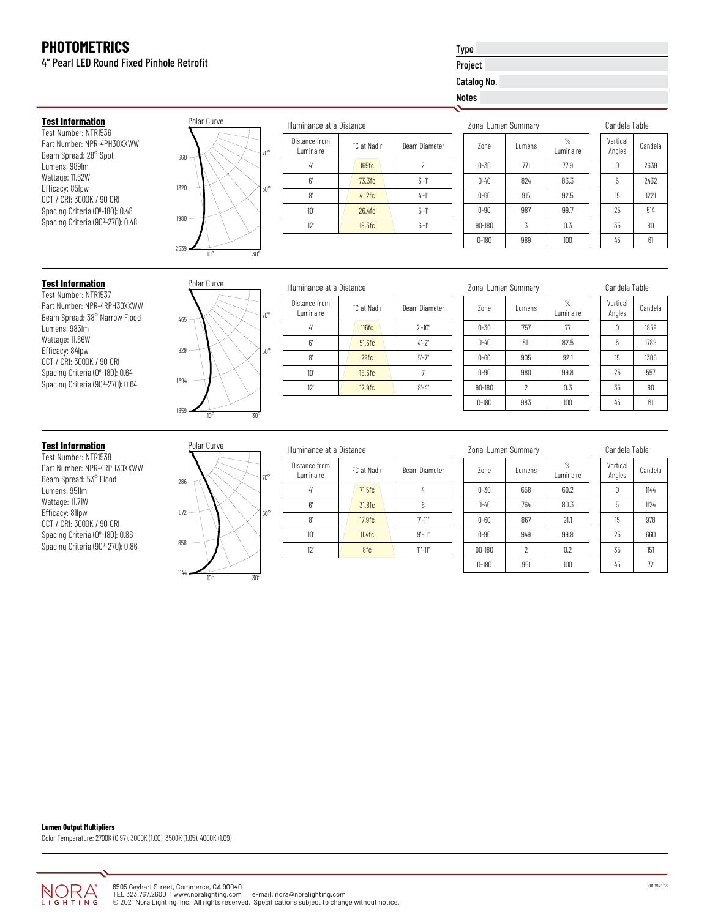# PHOTOMETRICS

4" Pearl LED Round Fixed Pinhole Retrofit

**Type**

**Project**

**Catalog No.**

**Notes**

## Test Information

Test Number: NTR1536
Part Number: NPR-4PH30XXWW
Beam Spread: 28° Spot
Lumens: 989lm
Wattage: 11.62W
Efficacy: 85lpw
CCT / CRI: 3000K / 90 CRI
Spacing Criteria (0º-180): 0.48
Spacing Criteria (90º-270): 0.48

Polar Curve

660
1320
1980
2639
70°
50°
10°
30°

Illuminance at a Distance

| Distance from Luminaire | FC at Nadir | Beam Diameter |
|---|---|---|
| 4' | 165fc | 2' |
| 6' | 73.3fc | 3'-1" |
| 8' | 41.2fc | 4'-1" |
| 10' | 26.4fc | 5'-1" |
| 12' | 18.3fc | 6'-1" |

Zonal Lumen Summary

| Zone | Lumens | % Luminaire |
|---|---|---|
| 0-30 | 771 | 77.9 |
| 0-40 | 824 | 83.3 |
| 0-60 | 915 | 92.5 |
| 0-90 | 987 | 99.7 |
| 90-180 | 3 | 0.3 |
| 0-180 | 989 | 100 |

Candela Table

| Vertical Angles | Candela |
|---|---|
| 0 | 2639 |
| 5 | 2432 |
| 15 | 1221 |
| 25 | 514 |
| 35 | 80 |
| 45 | 61 |

## Test Information

Test Number: NTR1537
Part Number: NPR-4RPH30XXWW
Beam Spread: 38° Narrow Flood
Lumens: 983lm
Wattage: 11.66W
Efficacy: 84lpw
CCT / CRI: 3000K / 90 CRI
Spacing Criteria (0º-180): 0.64
Spacing Criteria (90º-270): 0.64

Polar Curve

465
929
1394
1859
70°
50°
10°
30°

Illuminance at a Distance

| Distance from Luminaire | FC at Nadir | Beam Diameter |
|---|---|---|
| 4' | 116fc | 2'-10" |
| 6' | 51.6fc | 4'-2" |
| 8' | 29fc | 5'-7" |
| 10' | 18.6fc | 7' |
| 12' | 12.9fc | 8'-4" |

Zonal Lumen Summary

| Zone | Lumens | % Luminaire |
|---|---|---|
| 0-30 | 757 | 77 |
| 0-40 | 811 | 82.5 |
| 0-60 | 905 | 92.1 |
| 0-90 | 980 | 99.8 |
| 90-180 | 2 | 0.3 |
| 0-180 | 983 | 100 |

Candela Table

| Vertical Angles | Candela |
|---|---|
| 0 | 1859 |
| 5 | 1789 |
| 15 | 1305 |
| 25 | 557 |
| 35 | 80 |
| 45 | 61 |

## Test Information

Test Number: NTR1538
Part Number: NPR-4RPH30XXWW
Beam Spread: 53° Flood
Lumens: 951lm
Wattage: 11.71W
Efficacy: 81lpw
CCT / CRI: 3000K / 90 CRI
Spacing Criteria (0º-180): 0.86
Spacing Criteria (90º-270): 0.86

Polar Curve

286
572
858
1144
70°
50°
10°
30°

Illuminance at a Distance

| Distance from Luminaire | FC at Nadir | Beam Diameter |
|---|---|---|
| 4' | 71.5fc | 4' |
| 6' | 31.8fc | 6' |
| 8' | 17.9fc | 7'-11" |
| 10' | 11.4fc | 9'-11" |
| 12' | 8fc | 11'-11" |

Zonal Lumen Summary

| Zone | Lumens | % Luminaire |
|---|---|---|
| 0-30 | 658 | 69.2 |
| 0-40 | 764 | 80.3 |
| 0-60 | 867 | 91.1 |
| 0-90 | 949 | 99.8 |
| 90-180 | 2 | 0.2 |
| 0-180 | 951 | 100 |

Candela Table

| Vertical Angles | Candela |
|---|---|
| 0 | 1144 |
| 5 | 1124 |
| 15 | 978 |
| 25 | 660 |
| 35 | 151 |
| 45 | 72 |

**Lumen Output Multipliers**

Color Temperature: 2700K (0.97), 3000K (1.00), 3500K (1.05), 4000K (1.09)

NORA LIGHTING

6505 Gayhart Street, Commerce, CA 90040
TEL 323.767.2600 | www.noralighting.com | e-mail: nora@noralighting.com
© 2021 Nora Lighting, Inc. All rights reserved. Specifications subject to change without notice.

080921P3